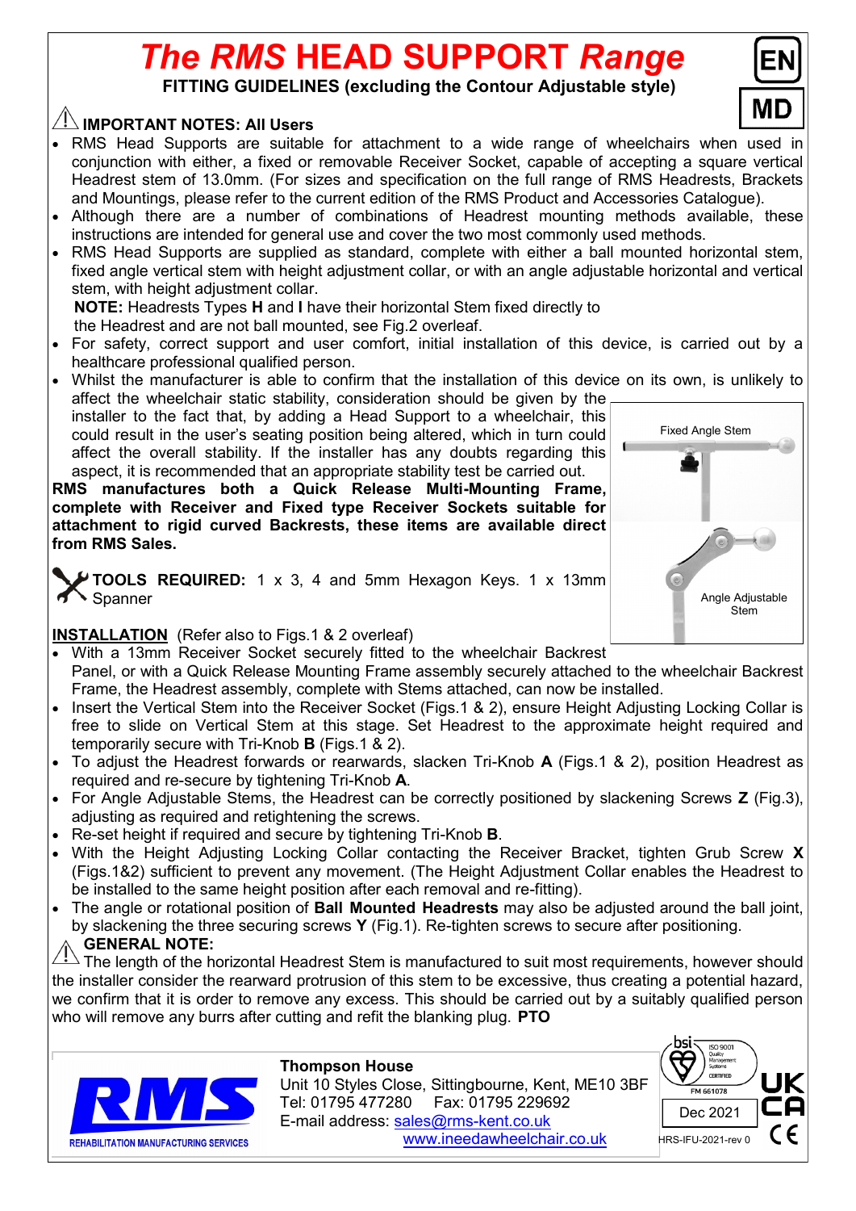# *The RMS* HEAD SUPPORT *Range*

**FITTING GUIDELINES (excluding the Contour Adjustable style)**

EN

MD

### ⚠ IMPORTANT NOTES: All Users

- RMS Head Supports are suitable for attachment to a wide range of wheelchairs when used in conjunction with either, a fixed or removable Receiver Socket, capable of accepting a square vertical Headrest stem of 13.0mm. (For sizes and specification on the full range of RMS Headrests, Brackets and Mountings, please refer to the current edition of the RMS Product and Accessories Catalogue).
- Although there are a number of combinations of Headrest mounting methods available, these instructions are intended for general use and cover the two most commonly used methods.
- RMS Head Supports are supplied as standard, complete with either a ball mounted horizontal stem, fixed angle vertical stem with height adjustment collar, or with an angle adjustable horizontal and vertical stem, with height adjustment collar.

  **NOTE:** Headrests Types **H** and **I** have their horizontal Stem fixed directly to the Headrest and are not ball mounted, see Fig.2 overleaf.
- For safety, correct support and user comfort, initial installation of this device, is carried out by a healthcare professional qualified person.
- Whilst the manufacturer is able to confirm that the installation of this device on its own, is unlikely to affect the wheelchair static stability, consideration should be given by the installer to the fact that, by adding a Head Support to a wheelchair, this could result in the user's seating position being altered, which in turn could affect the overall stability. If the installer has any doubts regarding this aspect, it is recommended that an appropriate stability test be carried out.

**RMS manufactures both a Quick Release Multi-Mounting Frame, complete with Receiver and Fixed type Receiver Sockets suitable for attachment to rigid curved Backrests, these items are available direct from RMS Sales.**

Fixed Angle Stem

Angle Adjustable Stem

**TOOLS REQUIRED:** 1 x 3, 4 and 5mm Hexagon Keys. 1 x 13mm Spanner

**INSTALLATION** (Refer also to Figs.1 & 2 overleaf)

- With a 13mm Receiver Socket securely fitted to the wheelchair Backrest Panel, or with a Quick Release Mounting Frame assembly securely attached to the wheelchair Backrest Frame, the Headrest assembly, complete with Stems attached, can now be installed.
- Insert the Vertical Stem into the Receiver Socket (Figs.1 & 2), ensure Height Adjusting Locking Collar is free to slide on Vertical Stem at this stage. Set Headrest to the approximate height required and temporarily secure with Tri-Knob **B** (Figs.1 & 2).
- To adjust the Headrest forwards or rearwards, slacken Tri-Knob **A** (Figs.1 & 2), position Headrest as required and re-secure by tightening Tri-Knob **A**.
- For Angle Adjustable Stems, the Headrest can be correctly positioned by slackening Screws **Z** (Fig.3), adjusting as required and retightening the screws.
- Re-set height if required and secure by tightening Tri-Knob **B**.
- With the Height Adjusting Locking Collar contacting the Receiver Bracket, tighten Grub Screw **X** (Figs.1&2) sufficient to prevent any movement. (The Height Adjustment Collar enables the Headrest to be installed to the same height position after each removal and re-fitting).
- The angle or rotational position of **Ball Mounted Headrests** may also be adjusted around the ball joint, by slackening the three securing screws **Y** (Fig.1). Re-tighten screws to secure after positioning.

### ⚠ GENERAL NOTE:

The length of the horizontal Headrest Stem is manufactured to suit most requirements, however should the installer consider the rearward protrusion of this stem to be excessive, thus creating a potential hazard, we confirm that it is order to remove any excess. This should be carried out by a suitably qualified person who will remove any burrs after cutting and refit the blanking plug. **PTO**

RMS
REHABILITATION MANUFACTURING SERVICES

**Thompson House**
Unit 10 Styles Close, Sittingbourne, Kent, ME10 3BF
Tel: 01795 477280 Fax: 01795 229692
E-mail address: sales@rms-kent.co.uk
www.ineedawheelchair.co.uk

bsi ISO 9001 Quality Management Systems CERTIFIED FM 661078

Dec 2021

HRS-IFU-2021-rev 0

UK CA CE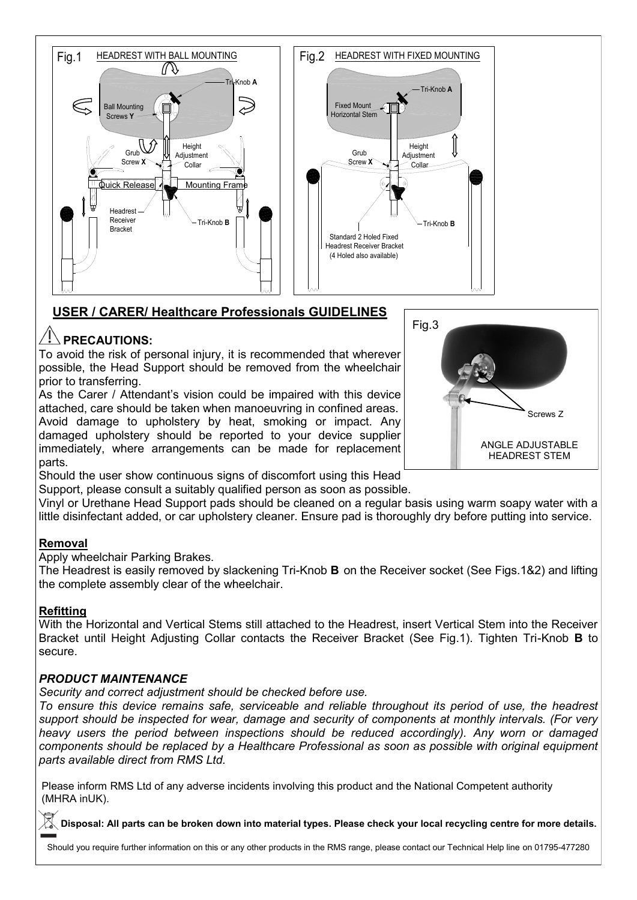Fig.1 HEADREST WITH BALL MOUNTING

Tri-Knob **A**

Ball Mounting Screws **Y**

Grub Screw **X**

Height Adjustment Collar

Quick Release

Mounting Frame

Headrest Receiver Bracket

Tri-Knob **B**

Fig.2 HEADREST WITH FIXED MOUNTING

Tri-Knob **A**

Fixed Mount Horizontal Stem

Grub Screw **X**

Height Adjustment Collar

Tri-Knob **B**

Standard 2 Holed Fixed Headrest Receiver Bracket (4 Holed also available)

## USER / CARER/ Healthcare Professionals GUIDELINES

### ⚠ PRECAUTIONS:

To avoid the risk of personal injury, it is recommended that wherever possible, the Head Support should be removed from the wheelchair prior to transferring.

As the Carer / Attendant's vision could be impaired with this device attached, care should be taken when manoeuvring in confined areas.

Avoid damage to upholstery by heat, smoking or impact. Any damaged upholstery should be reported to your device supplier immediately, where arrangements can be made for replacement parts.

Should the user show continuous signs of discomfort using this Head Support, please consult a suitably qualified person as soon as possible.

Vinyl or Urethane Head Support pads should be cleaned on a regular basis using warm soapy water with a little disinfectant added, or car upholstery cleaner. Ensure pad is thoroughly dry before putting into service.

Fig.3

Screws Z

ANGLE ADJUSTABLE HEADREST STEM

### Removal

Apply wheelchair Parking Brakes.

The Headrest is easily removed by slackening Tri-Knob **B** on the Receiver socket (See Figs.1&2) and lifting the complete assembly clear of the wheelchair.

### Refitting

With the Horizontal and Vertical Stems still attached to the Headrest, insert Vertical Stem into the Receiver Bracket until Height Adjusting Collar contacts the Receiver Bracket (See Fig.1). Tighten Tri-Knob **B** to secure.

### *PRODUCT MAINTENANCE*

*Security and correct adjustment should be checked before use.*

*To ensure this device remains safe, serviceable and reliable throughout its period of use, the headrest support should be inspected for wear, damage and security of components at monthly intervals. (For very heavy users the period between inspections should be reduced accordingly). Any worn or damaged components should be replaced by a Healthcare Professional as soon as possible with original equipment parts available direct from RMS Ltd.*

Please inform RMS Ltd of any adverse incidents involving this product and the National Competent authority (MHRA inUK).

**Disposal: All parts can be broken down into material types. Please check your local recycling centre for more details.**

Should you require further information on this or any other products in the RMS range, please contact our Technical Help line on 01795-477280